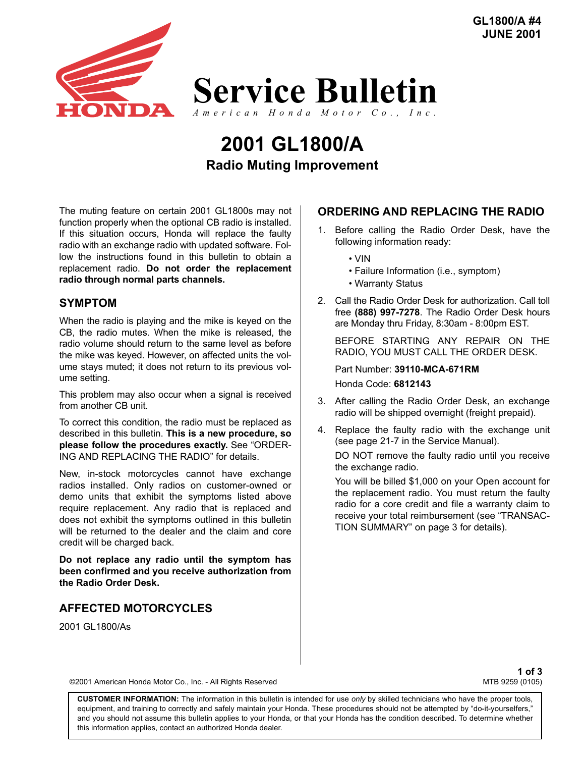GL1800/A #4
JUNE 2001

# Service Bulletin

*American Honda Motor Co., Inc.*

# 2001 GL1800/A

## Radio Muting Improvement

The muting feature on certain 2001 GL1800s may not function properly when the optional CB radio is installed. If this situation occurs, Honda will replace the faulty radio with an exchange radio with updated software. Follow the instructions found in this bulletin to obtain a replacement radio. **Do not order the replacement radio through normal parts channels.**

### SYMPTOM

When the radio is playing and the mike is keyed on the CB, the radio mutes. When the mike is released, the radio volume should return to the same level as before the mike was keyed. However, on affected units the volume stays muted; it does not return to its previous volume setting.

This problem may also occur when a signal is received from another CB unit.

To correct this condition, the radio must be replaced as described in this bulletin. **This is a new procedure, so please follow the procedures exactly.** See "ORDERING AND REPLACING THE RADIO" for details.

New, in-stock motorcycles cannot have exchange radios installed. Only radios on customer-owned or demo units that exhibit the symptoms listed above require replacement. Any radio that is replaced and does not exhibit the symptoms outlined in this bulletin will be returned to the dealer and the claim and core credit will be charged back.

**Do not replace any radio until the symptom has been confirmed and you receive authorization from the Radio Order Desk.**

### AFFECTED MOTORCYCLES

2001 GL1800/As

### ORDERING AND REPLACING THE RADIO

1. Before calling the Radio Order Desk, have the following information ready:
   - VIN
   - Failure Information (i.e., symptom)
   - Warranty Status
2. Call the Radio Order Desk for authorization. Call toll free **(888) 997-7278**. The Radio Order Desk hours are Monday thru Friday, 8:30am - 8:00pm EST.

   BEFORE STARTING ANY REPAIR ON THE RADIO, YOU MUST CALL THE ORDER DESK.

   Part Number: **39110-MCA-671RM**

   Honda Code: **6812143**
3. After calling the Radio Order Desk, an exchange radio will be shipped overnight (freight prepaid).
4. Replace the faulty radio with the exchange unit (see page 21-7 in the Service Manual).

   DO NOT remove the faulty radio until you receive the exchange radio.

   You will be billed $1,000 on your Open account for the replacement radio. You must return the faulty radio for a core credit and file a warranty claim to receive your total reimbursement (see "TRANSACTION SUMMARY" on page 3 for details).

©2001 American Honda Motor Co., Inc. - All Rights Reserved

MTB 9259 (0105)

**CUSTOMER INFORMATION:** The information in this bulletin is intended for use *only* by skilled technicians who have the proper tools, equipment, and training to correctly and safely maintain your Honda. These procedures should not be attempted by "do-it-yourselfers," and you should not assume this bulletin applies to your Honda, or that your Honda has the condition described. To determine whether this information applies, contact an authorized Honda dealer.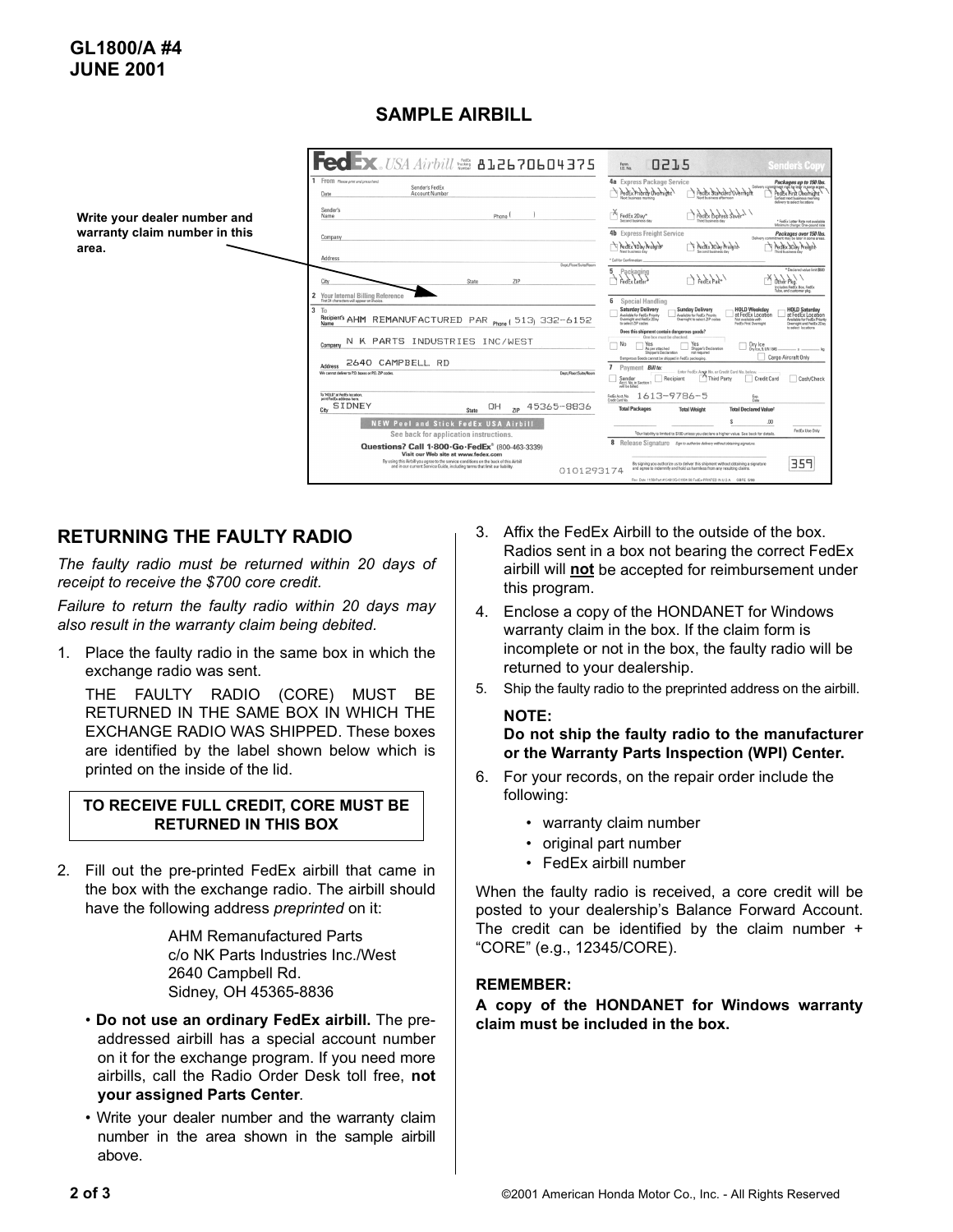## SAMPLE AIRBILL

Write your dealer number and warranty claim number in this area.

## RETURNING THE FAULTY RADIO

*The faulty radio must be returned within 20 days of receipt to receive the $700 core credit.*

*Failure to return the faulty radio within 20 days may also result in the warranty claim being debited.*

1. Place the faulty radio in the same box in which the exchange radio was sent.

   THE FAULTY RADIO (CORE) MUST BE RETURNED IN THE SAME BOX IN WHICH THE EXCHANGE RADIO WAS SHIPPED. These boxes are identified by the label shown below which is printed on the inside of the lid.

   **TO RECEIVE FULL CREDIT, CORE MUST BE RETURNED IN THIS BOX**

2. Fill out the pre-printed FedEx airbill that came in the box with the exchange radio. The airbill should have the following address *preprinted* on it:

   AHM Remanufactured Parts
   c/o NK Parts Industries Inc./West
   2640 Campbell Rd.
   Sidney, OH 45365-8836

   - **Do not use an ordinary FedEx airbill.** The pre-addressed airbill has a special account number on it for the exchange program. If you need more airbills, call the Radio Order Desk toll free, **not your assigned Parts Center**.
   - Write your dealer number and the warranty claim number in the area shown in the sample airbill above.

3. Affix the FedEx Airbill to the outside of the box. Radios sent in a box not bearing the correct FedEx airbill will **not** be accepted for reimbursement under this program.
4. Enclose a copy of the HONDANET for Windows warranty claim in the box. If the claim form is incomplete or not in the box, the faulty radio will be returned to your dealership.
5. Ship the faulty radio to the preprinted address on the airbill.

   **NOTE:**
   **Do not ship the faulty radio to the manufacturer or the Warranty Parts Inspection (WPI) Center.**

6. For your records, on the repair order include the following:
   - warranty claim number
   - original part number
   - FedEx airbill number

When the faulty radio is received, a core credit will be posted to your dealership's Balance Forward Account. The credit can be identified by the claim number + "CORE" (e.g., 12345/CORE).

**REMEMBER:**

**A copy of the HONDANET for Windows warranty claim must be included in the box.**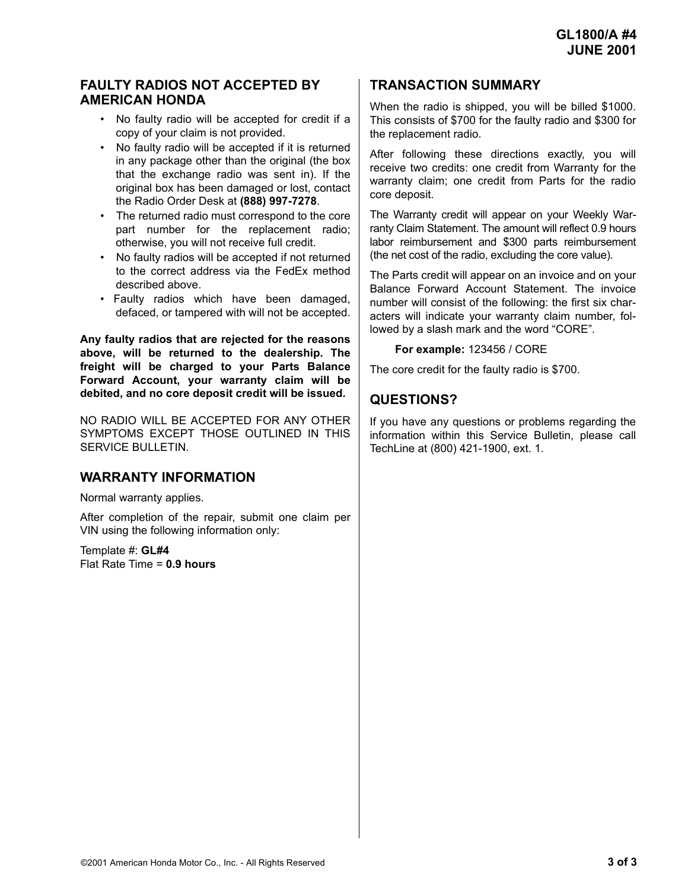## FAULTY RADIOS NOT ACCEPTED BY AMERICAN HONDA

- No faulty radio will be accepted for credit if a copy of your claim is not provided.
- No faulty radio will be accepted if it is returned in any package other than the original (the box that the exchange radio was sent in). If the original box has been damaged or lost, contact the Radio Order Desk at **(888) 997-7278**.
- The returned radio must correspond to the core part number for the replacement radio; otherwise, you will not receive full credit.
- No faulty radios will be accepted if not returned to the correct address via the FedEx method described above.
- Faulty radios which have been damaged, defaced, or tampered with will not be accepted.

**Any faulty radios that are rejected for the reasons above, will be returned to the dealership. The freight will be charged to your Parts Balance Forward Account, your warranty claim will be debited, and no core deposit credit will be issued.**

NO RADIO WILL BE ACCEPTED FOR ANY OTHER SYMPTOMS EXCEPT THOSE OUTLINED IN THIS SERVICE BULLETIN.

## WARRANTY INFORMATION

Normal warranty applies.

After completion of the repair, submit one claim per VIN using the following information only:

Template #: **GL#4**
Flat Rate Time = **0.9 hours**

## TRANSACTION SUMMARY

When the radio is shipped, you will be billed $1000. This consists of $700 for the faulty radio and $300 for the replacement radio.

After following these directions exactly, you will receive two credits: one credit from Warranty for the warranty claim; one credit from Parts for the radio core deposit.

The Warranty credit will appear on your Weekly Warranty Claim Statement. The amount will reflect 0.9 hours labor reimbursement and $300 parts reimbursement (the net cost of the radio, excluding the core value).

The Parts credit will appear on an invoice and on your Balance Forward Account Statement. The invoice number will consist of the following: the first six characters will indicate your warranty claim number, followed by a slash mark and the word "CORE".

**For example:** 123456 / CORE

The core credit for the faulty radio is $700.

## QUESTIONS?

If you have any questions or problems regarding the information within this Service Bulletin, please call TechLine at (800) 421-1900, ext. 1.